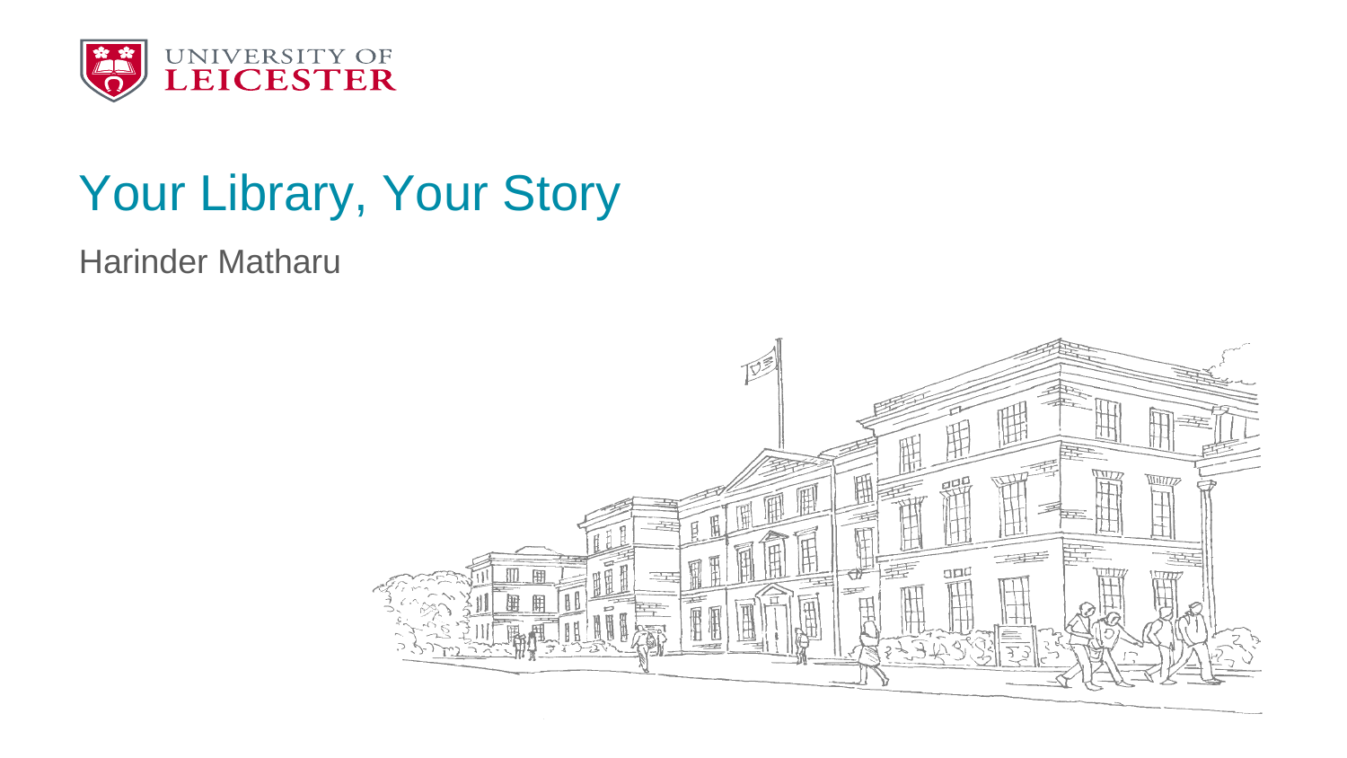UNIVERSITY OF LEICESTER

# Your Library, Your Story

Harinder Matharu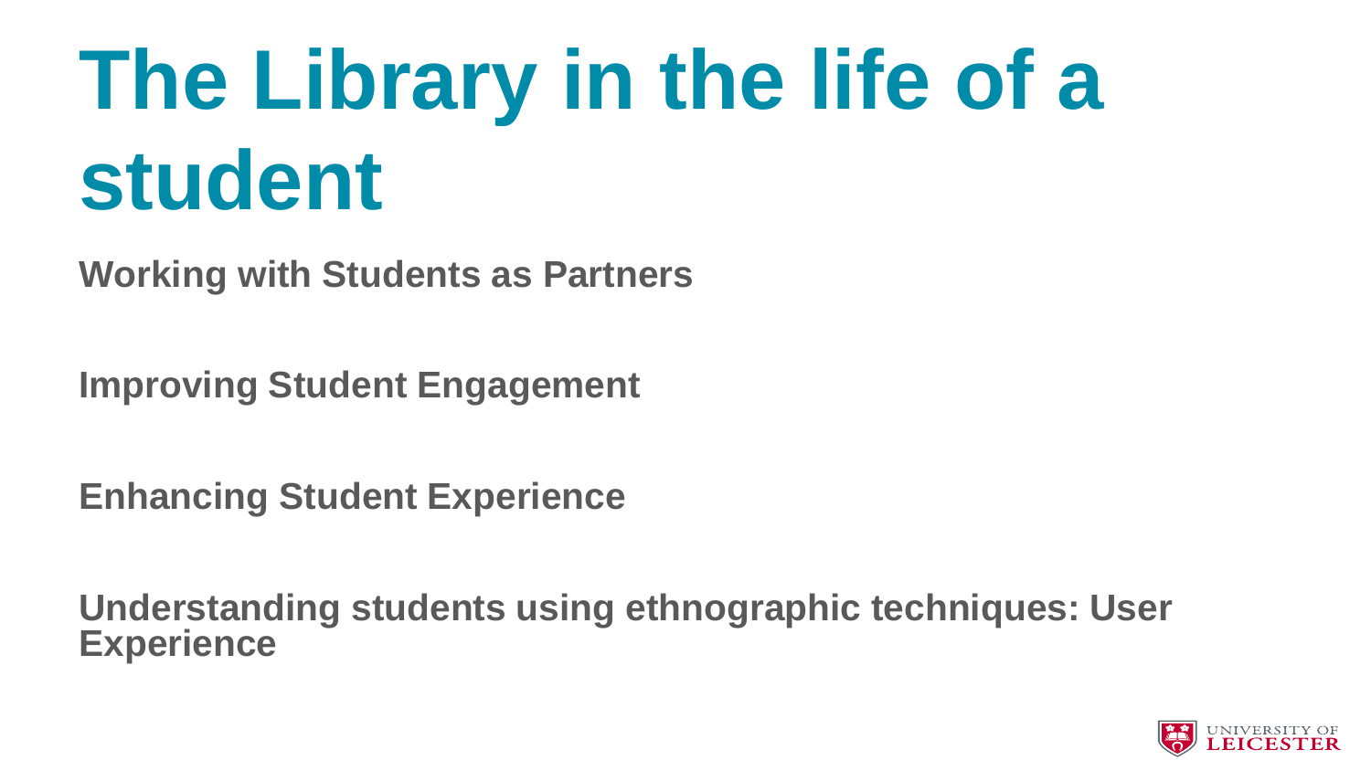# The Library in the life of a student

**Working with Students as Partners**

**Improving Student Engagement**

**Enhancing Student Experience**

**Understanding students using ethnographic techniques: User Experience**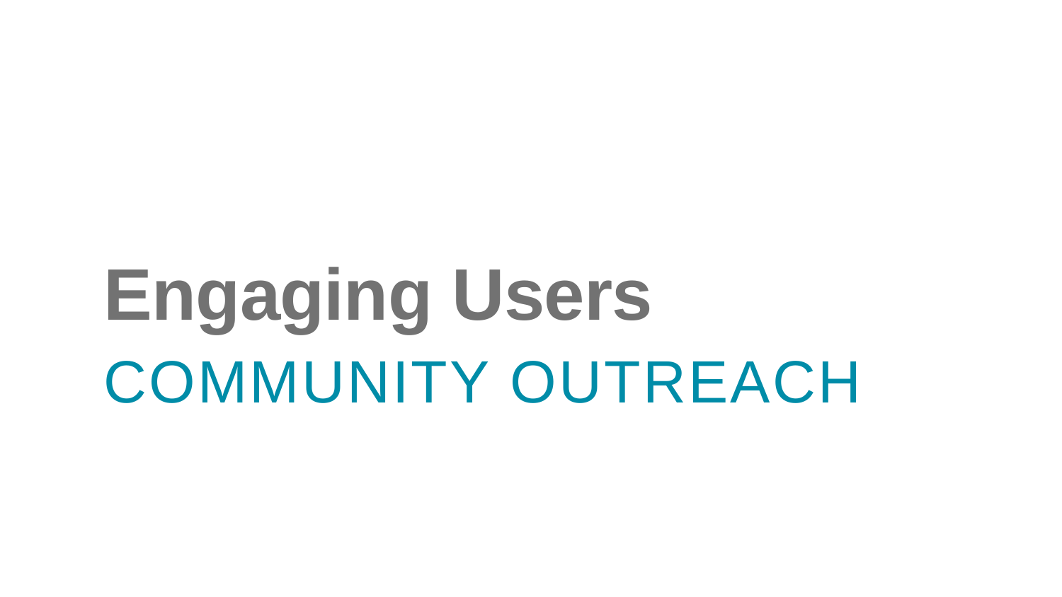# Engaging Users

## COMMUNITY OUTREACH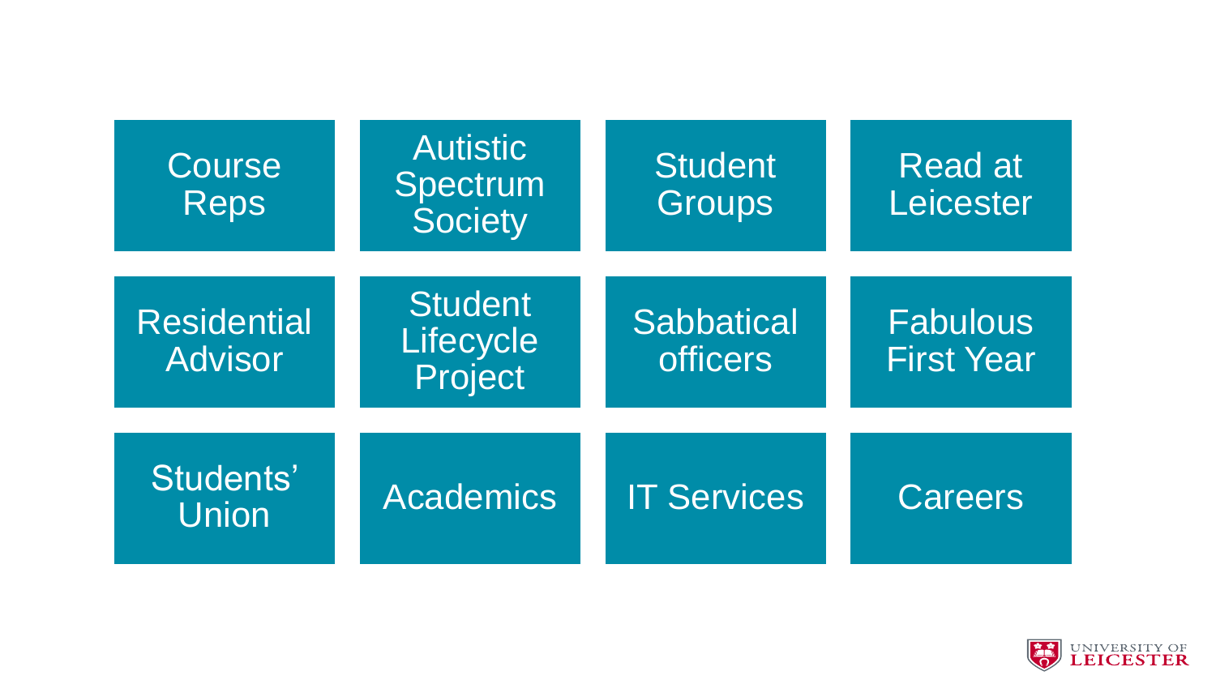| | | | |
|---|---|---|---|
| Course Reps | Autistic Spectrum Society | Student Groups | Read at Leicester |
| Residential Advisor | Student Lifecycle Project | Sabbatical officers | Fabulous First Year |
| Students' Union | Academics | IT Services | Careers |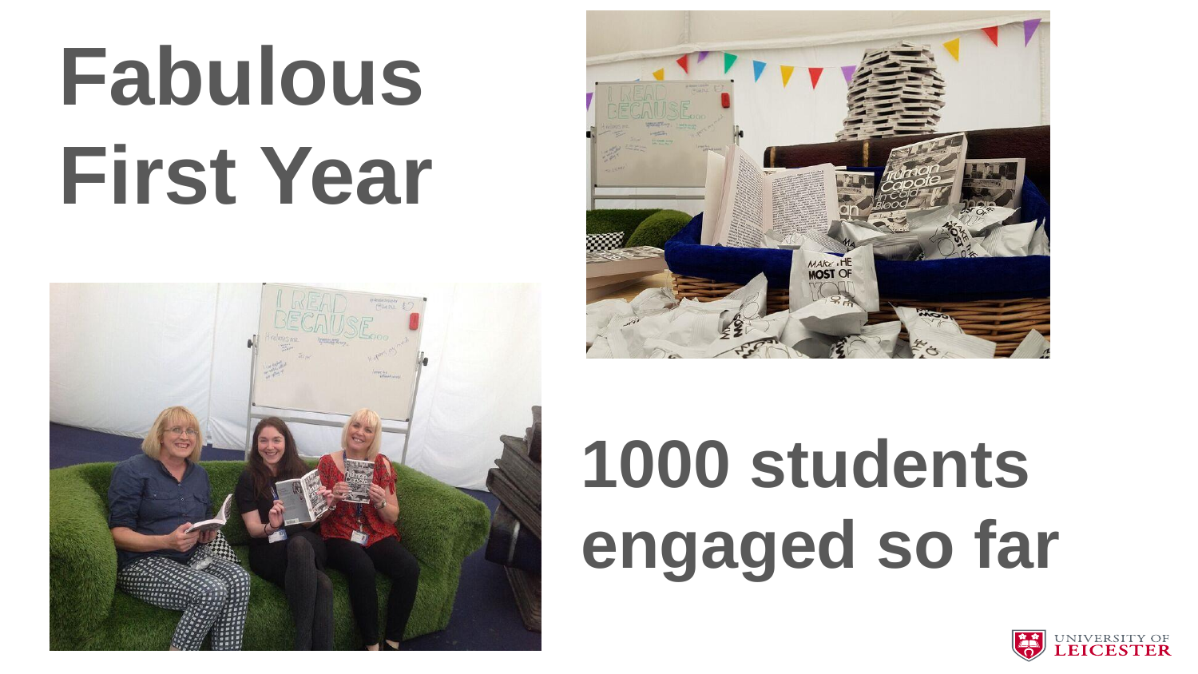# Fabulous First Year

# 1000 students engaged so far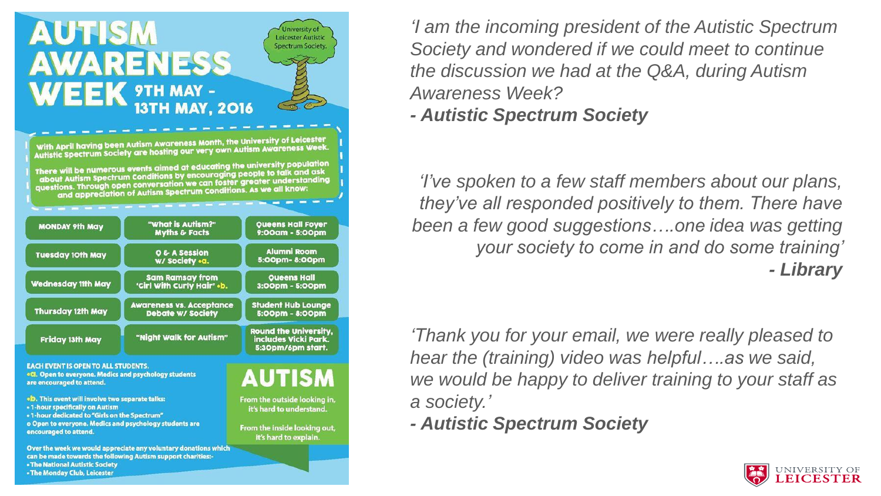# AUTISM AWARENESS WEEK 9TH MAY - 13TH MAY, 2016

University of Leicester Autistic Spectrum Society.

With April having been Autism Awareness Month, the University of Leicester Autistic Spectrum Society are hosting our very own Autism Awareness Week.

There will be numerous events aimed at educating the university population about Autism Spectrum Conditions by encouraging people to talk and ask questions. Through open conversation we can foster greater understanding and appreciation of Autism Spectrum Conditions. As we all know:

| | | |
|---|---|---|
| MONDAY 9th May | "What is Autism?" Myths & Facts | Queens Hall Foyer 9:00am - 5:00pm |
| Tuesday 10th May | Q & A Session w/ Society •a. | Alumni Room 5:00pm- 8:00pm |
| Wednesday 11th May | Sam Ramsay from 'Girl with Curly Hair' •b. | Queens Hall 3:00pm - 5:00pm |
| Thursday 12th May | Awareness vs. Acceptance Debate w/ Society | Student Hub Lounge 5:00pm - 8:00pm |
| Friday 13th May | "Night walk for Autism" | Round the University, includes Vicki Park. 5:30pm/6pm start. |

EACH EVENT IS OPEN TO ALL STUDENTS.

•a. Open to everyone. Medics and psychology students are encouraged to attend.

•b. This event will involve two separate talks:
- 1-hour specifically on Autism
- 1-hour dedicated to "Girls on the Spectrum"
- Open to everyone. Medics and psychology students are encouraged to attend.

Over the week we would appreciate any voluntary donations which can be made towards the following Autism support charities:-
- The National Autistic Society
- The Monday Club, Leicester

**AUTISM**

From the outside looking in, it's hard to understand.

From the inside looking out, it's hard to explain.

*'I am the incoming president of the Autistic Spectrum Society and wondered if we could meet to continue the discussion we had at the Q&A, during Autism Awareness Week?*

***- Autistic Spectrum Society***

*'I've spoken to a few staff members about our plans, they've all responded positively to them. There have been a few good suggestions….one idea was getting your society to come in and do some training'*

***- Library***

*'Thank you for your email, we were really pleased to hear the (training) video was helpful….as we said, we would be happy to deliver training to your staff as a society.'*

***- Autistic Spectrum Society***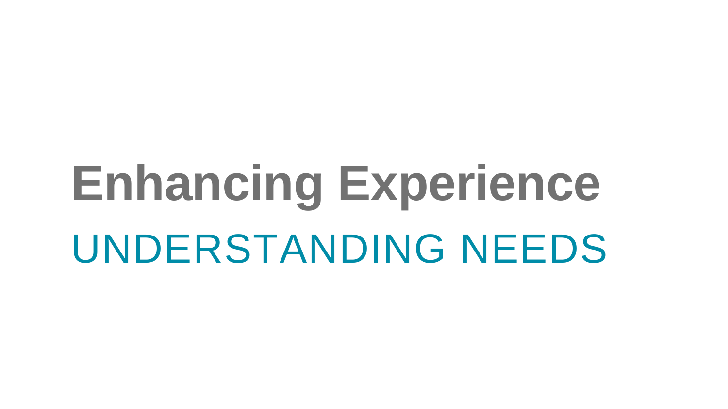# Enhancing Experience

## UNDERSTANDING NEEDS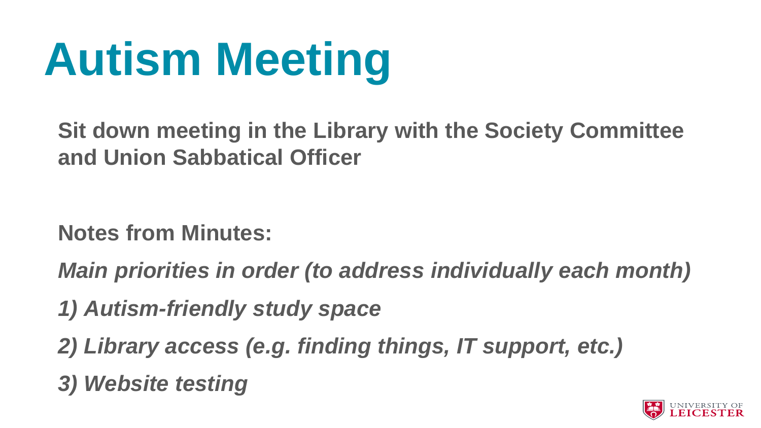# Autism Meeting

**Sit down meeting in the Library with the Society Committee and Union Sabbatical Officer**

**Notes from Minutes:**

***Main priorities in order (to address individually each month)***

***1) Autism-friendly study space***

***2) Library access (e.g. finding things, IT support, etc.)***

***3) Website testing***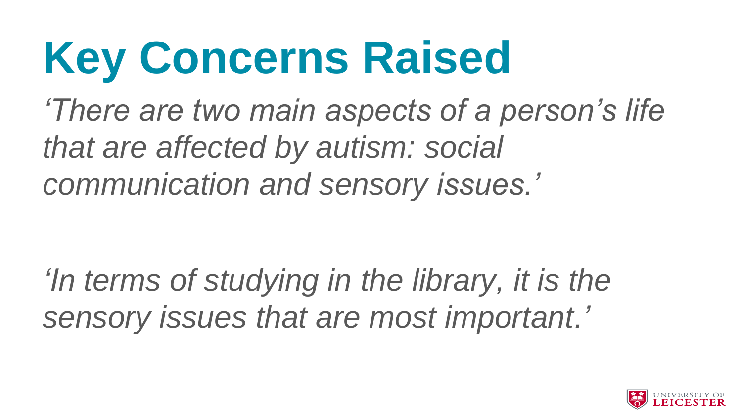# Key Concerns Raised

*‘There are two main aspects of a person’s life that are affected by autism: social communication and sensory issues.’*

*‘In terms of studying in the library, it is the sensory issues that are most important.’*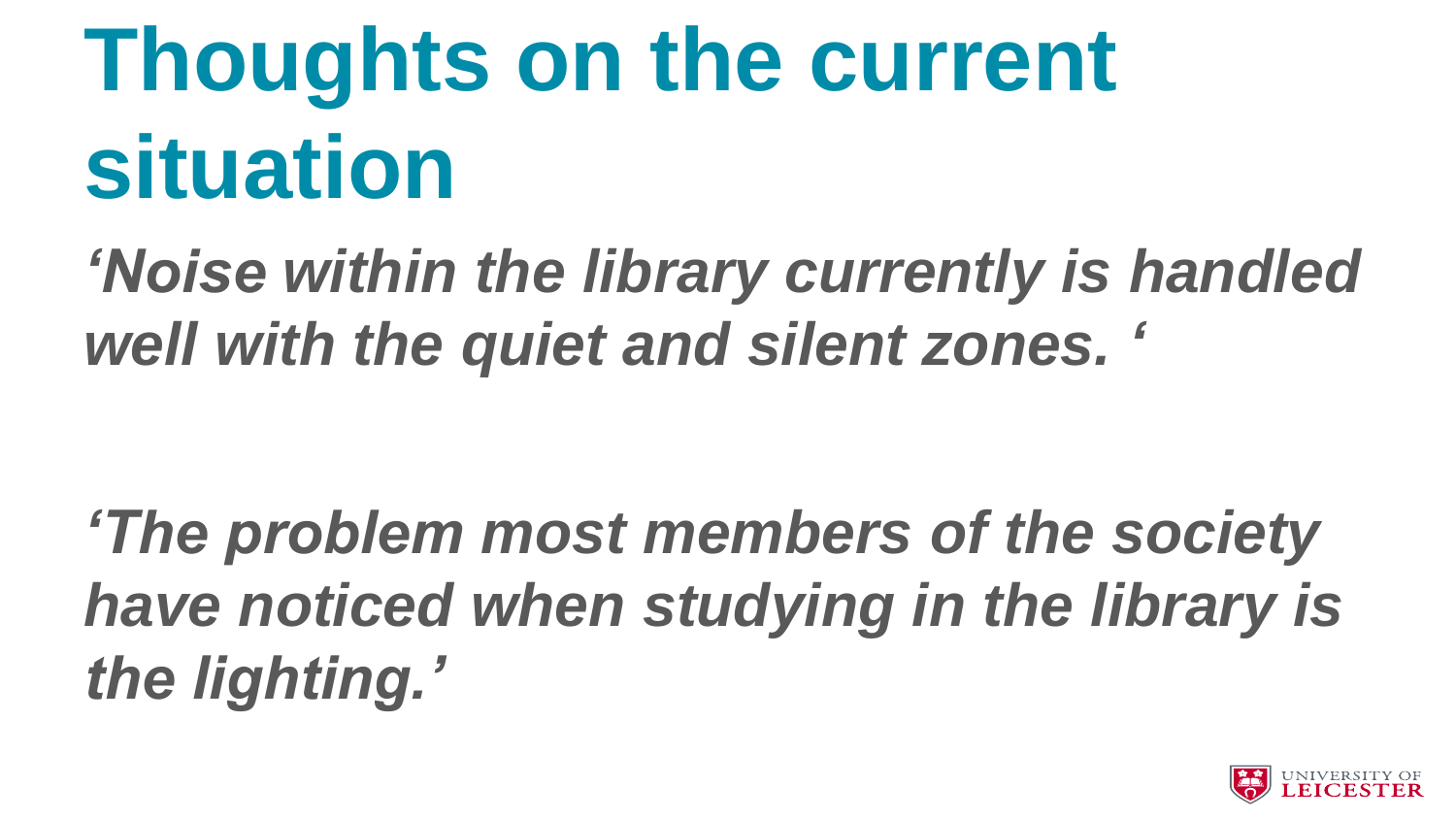# Thoughts on the current situation

*‘Noise within the library currently is handled well with the quiet and silent zones. ‘*

*‘The problem most members of the society have noticed when studying in the library is the lighting.’*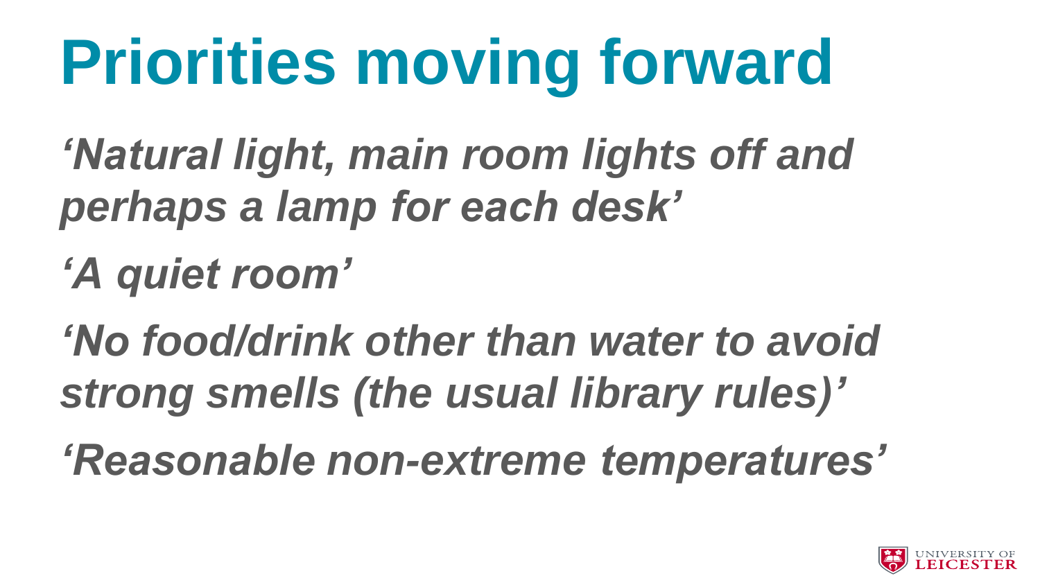# Priorities moving forward

*‘Natural light, main room lights off and perhaps a lamp for each desk’*

*‘A quiet room’*

*‘No food/drink other than water to avoid strong smells (the usual library rules)’*

*‘Reasonable non-extreme temperatures’*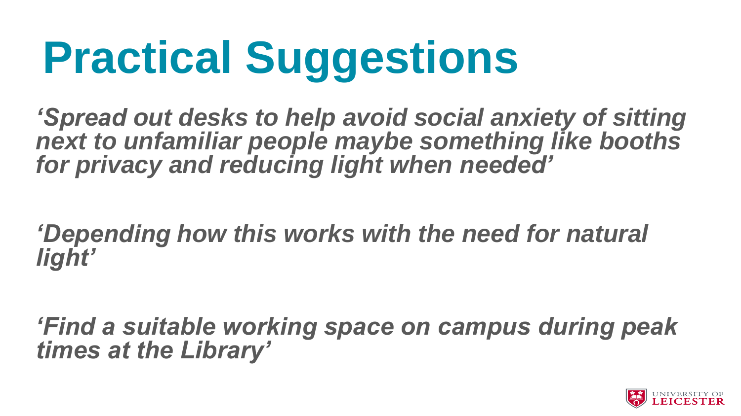# Practical Suggestions

*‘Spread out desks to help avoid social anxiety of sitting next to unfamiliar people maybe something like booths for privacy and reducing light when needed’*

*‘Depending how this works with the need for natural light’*

*‘Find a suitable working space on campus during peak times at the Library’*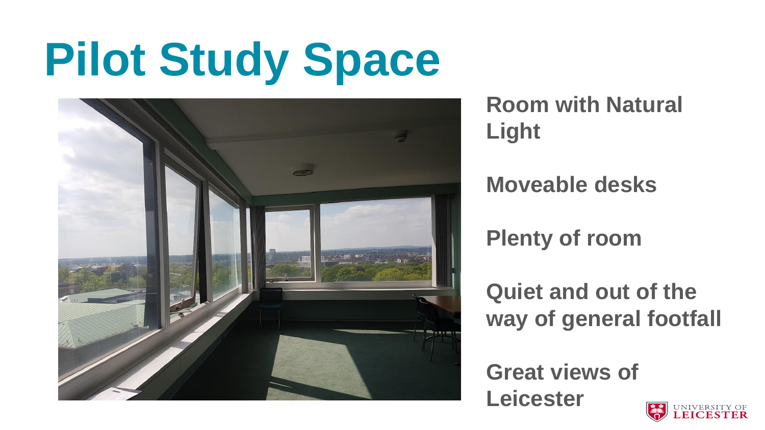# Pilot Study Space

**Room with Natural Light**

**Moveable desks**

**Plenty of room**

**Quiet and out of the way of general footfall**

**Great views of Leicester**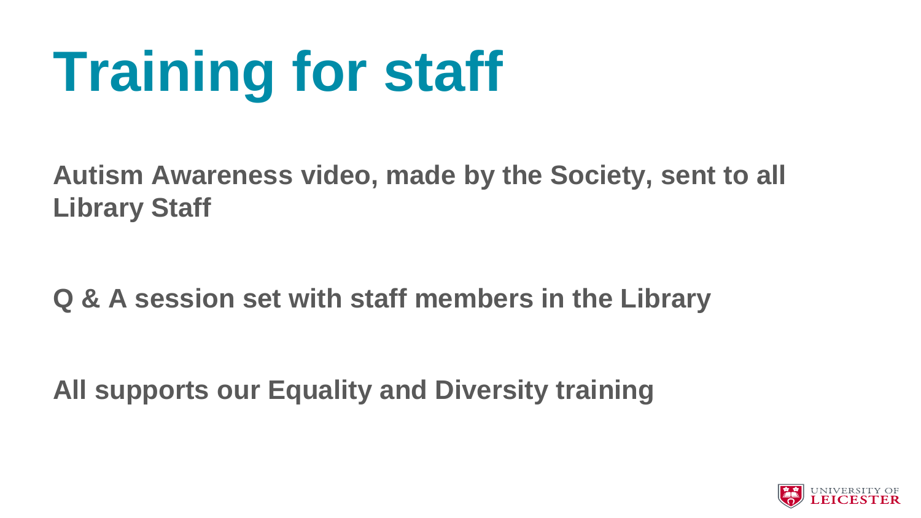# Training for staff

**Autism Awareness video, made by the Society, sent to all Library Staff**

**Q & A session set with staff members in the Library**

**All supports our Equality and Diversity training**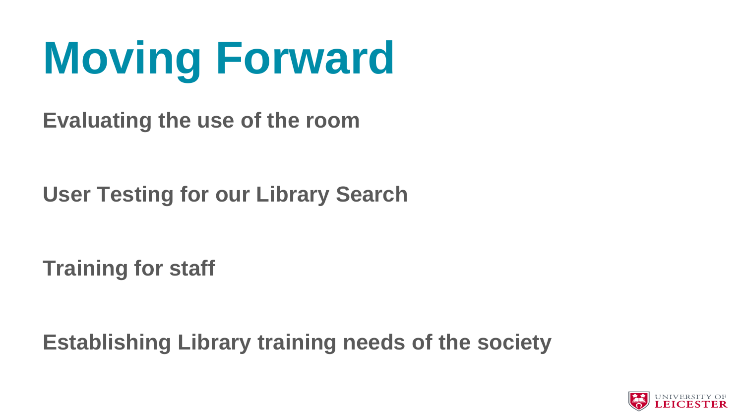# Moving Forward

**Evaluating the use of the room**

**User Testing for our Library Search**

**Training for staff**

**Establishing Library training needs of the society**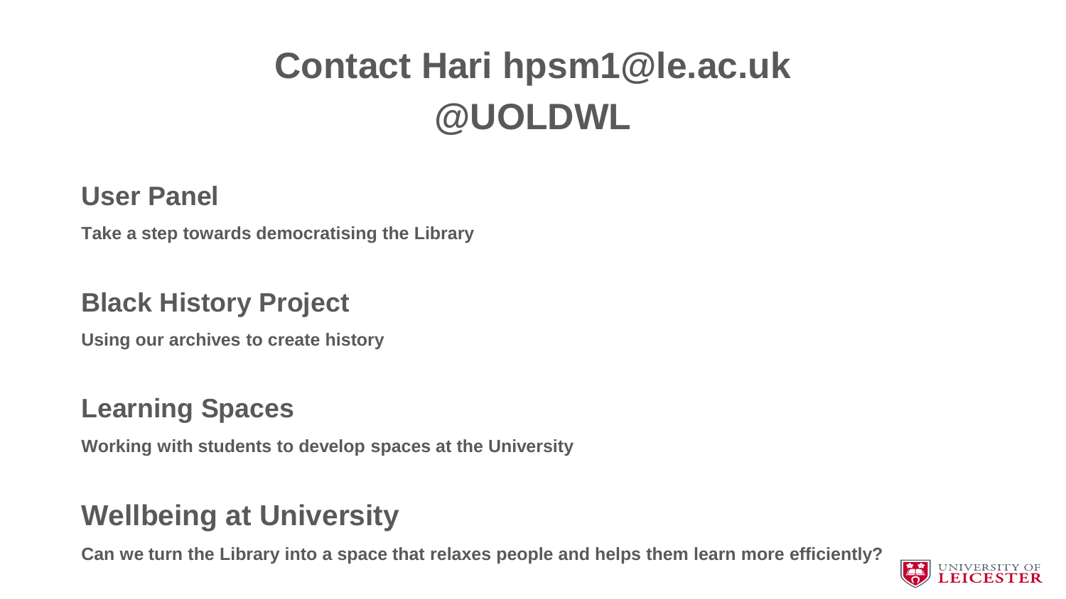# Contact Hari hpsm1@le.ac.uk @UOLDWL

## User Panel

**Take a step towards democratising the Library**

## Black History Project

**Using our archives to create history**

## Learning Spaces

**Working with students to develop spaces at the University**

## Wellbeing at University

**Can we turn the Library into a space that relaxes people and helps them learn more efficiently?**

UNIVERSITY OF LEICESTER